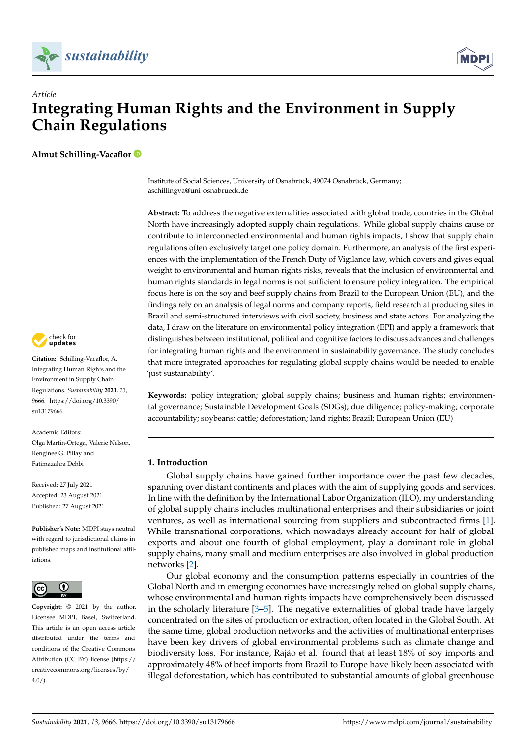*Article*

# Integrating Human Rights and the Environment in Supply Chain Regulations

**Almut Schilling-Vacaflor**

Institute of Social Sciences, University of Osnabrück, 49074 Osnabrück, Germany; aschillingva@uni-osnabrueck.de

**Abstract:** To address the negative externalities associated with global trade, countries in the Global North have increasingly adopted supply chain regulations. While global supply chains cause or contribute to interconnected environmental and human rights impacts, I show that supply chain regulations often exclusively target one policy domain. Furthermore, an analysis of the first experiences with the implementation of the French Duty of Vigilance law, which covers and gives equal weight to environmental and human rights risks, reveals that the inclusion of environmental and human rights standards in legal norms is not sufficient to ensure policy integration. The empirical focus here is on the soy and beef supply chains from Brazil to the European Union (EU), and the findings rely on an analysis of legal norms and company reports, field research at producing sites in Brazil and semi-structured interviews with civil society, business and state actors. For analyzing the data, I draw on the literature on environmental policy integration (EPI) and apply a framework that distinguishes between institutional, political and cognitive factors to discuss advances and challenges for integrating human rights and the environment in sustainability governance. The study concludes that more integrated approaches for regulating global supply chains would be needed to enable 'just sustainability'.

**Keywords:** policy integration; global supply chains; business and human rights; environmental governance; Sustainable Development Goals (SDGs); due diligence; policy-making; corporate accountability; soybeans; cattle; deforestation; land rights; Brazil; European Union (EU)

**Citation:** Schilling-Vacaflor, A. Integrating Human Rights and the Environment in Supply Chain Regulations. *Sustainability* **2021**, *13*, 9666. https://doi.org/10.3390/su13179666

Academic Editors: Olga Martin-Ortega, Valerie Nelson, Renginee G. Pillay and Fatimazahra Dehbi

Received: 27 July 2021
Accepted: 23 August 2021
Published: 27 August 2021

**Publisher's Note:** MDPI stays neutral with regard to jurisdictional claims in published maps and institutional affiliations.

**Copyright:** © 2021 by the author. Licensee MDPI, Basel, Switzerland. This article is an open access article distributed under the terms and conditions of the Creative Commons Attribution (CC BY) license (https://creativecommons.org/licenses/by/4.0/).

## 1. Introduction

Global supply chains have gained further importance over the past few decades, spanning over distant continents and places with the aim of supplying goods and services. In line with the definition by the International Labor Organization (ILO), my understanding of global supply chains includes multinational enterprises and their subsidiaries or joint ventures, as well as international sourcing from suppliers and subcontracted firms [1]. While transnational corporations, which nowadays already account for half of global exports and about one fourth of global employment, play a dominant role in global supply chains, many small and medium enterprises are also involved in global production networks [2].

Our global economy and the consumption patterns especially in countries of the Global North and in emerging economies have increasingly relied on global supply chains, whose environmental and human rights impacts have comprehensively been discussed in the scholarly literature [3–5]. The negative externalities of global trade have largely concentrated on the sites of production or extraction, often located in the Global South. At the same time, global production networks and the activities of multinational enterprises have been key drivers of global environmental problems such as climate change and biodiversity loss. For instance, Rajão et al. found that at least 18% of soy imports and approximately 48% of beef imports from Brazil to Europe have likely been associated with illegal deforestation, which has contributed to substantial amounts of global greenhouse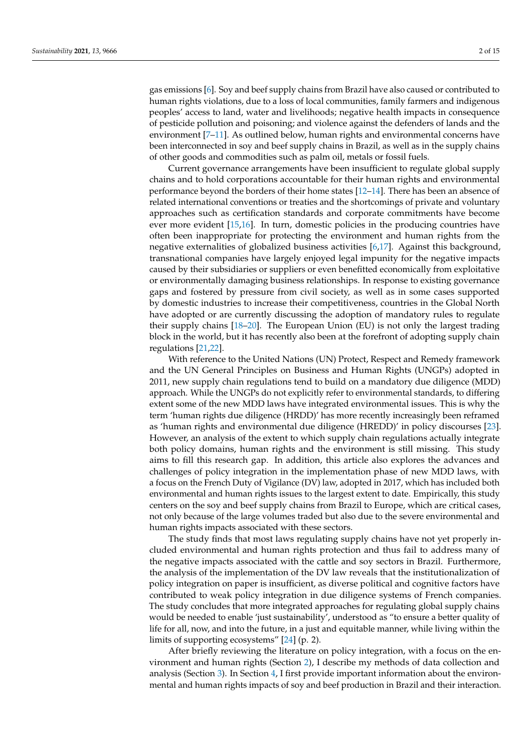gas emissions [6]. Soy and beef supply chains from Brazil have also caused or contributed to human rights violations, due to a loss of local communities, family farmers and indigenous peoples' access to land, water and livelihoods; negative health impacts in consequence of pesticide pollution and poisoning; and violence against the defenders of lands and the environment [7–11]. As outlined below, human rights and environmental concerns have been interconnected in soy and beef supply chains in Brazil, as well as in the supply chains of other goods and commodities such as palm oil, metals or fossil fuels.

Current governance arrangements have been insufficient to regulate global supply chains and to hold corporations accountable for their human rights and environmental performance beyond the borders of their home states [12–14]. There has been an absence of related international conventions or treaties and the shortcomings of private and voluntary approaches such as certification standards and corporate commitments have become ever more evident [15,16]. In turn, domestic policies in the producing countries have often been inappropriate for protecting the environment and human rights from the negative externalities of globalized business activities [6,17]. Against this background, transnational companies have largely enjoyed legal impunity for the negative impacts caused by their subsidiaries or suppliers or even benefitted economically from exploitative or environmentally damaging business relationships. In response to existing governance gaps and fostered by pressure from civil society, as well as in some cases supported by domestic industries to increase their competitiveness, countries in the Global North have adopted or are currently discussing the adoption of mandatory rules to regulate their supply chains [18–20]. The European Union (EU) is not only the largest trading block in the world, but it has recently also been at the forefront of adopting supply chain regulations [21,22].

With reference to the United Nations (UN) Protect, Respect and Remedy framework and the UN General Principles on Business and Human Rights (UNGPs) adopted in 2011, new supply chain regulations tend to build on a mandatory due diligence (MDD) approach. While the UNGPs do not explicitly refer to environmental standards, to differing extent some of the new MDD laws have integrated environmental issues. This is why the term 'human rights due diligence (HRDD)' has more recently increasingly been reframed as 'human rights and environmental due diligence (HREDD)' in policy discourses [23]. However, an analysis of the extent to which supply chain regulations actually integrate both policy domains, human rights and the environment is still missing. This study aims to fill this research gap. In addition, this article also explores the advances and challenges of policy integration in the implementation phase of new MDD laws, with a focus on the French Duty of Vigilance (DV) law, adopted in 2017, which has included both environmental and human rights issues to the largest extent to date. Empirically, this study centers on the soy and beef supply chains from Brazil to Europe, which are critical cases, not only because of the large volumes traded but also due to the severe environmental and human rights impacts associated with these sectors.

The study finds that most laws regulating supply chains have not yet properly included environmental and human rights protection and thus fail to address many of the negative impacts associated with the cattle and soy sectors in Brazil. Furthermore, the analysis of the implementation of the DV law reveals that the institutionalization of policy integration on paper is insufficient, as diverse political and cognitive factors have contributed to weak policy integration in due diligence systems of French companies. The study concludes that more integrated approaches for regulating global supply chains would be needed to enable 'just sustainability', understood as "to ensure a better quality of life for all, now, and into the future, in a just and equitable manner, while living within the limits of supporting ecosystems" [24] (p. 2).

After briefly reviewing the literature on policy integration, with a focus on the environment and human rights (Section 2), I describe my methods of data collection and analysis (Section 3). In Section 4, I first provide important information about the environmental and human rights impacts of soy and beef production in Brazil and their interaction.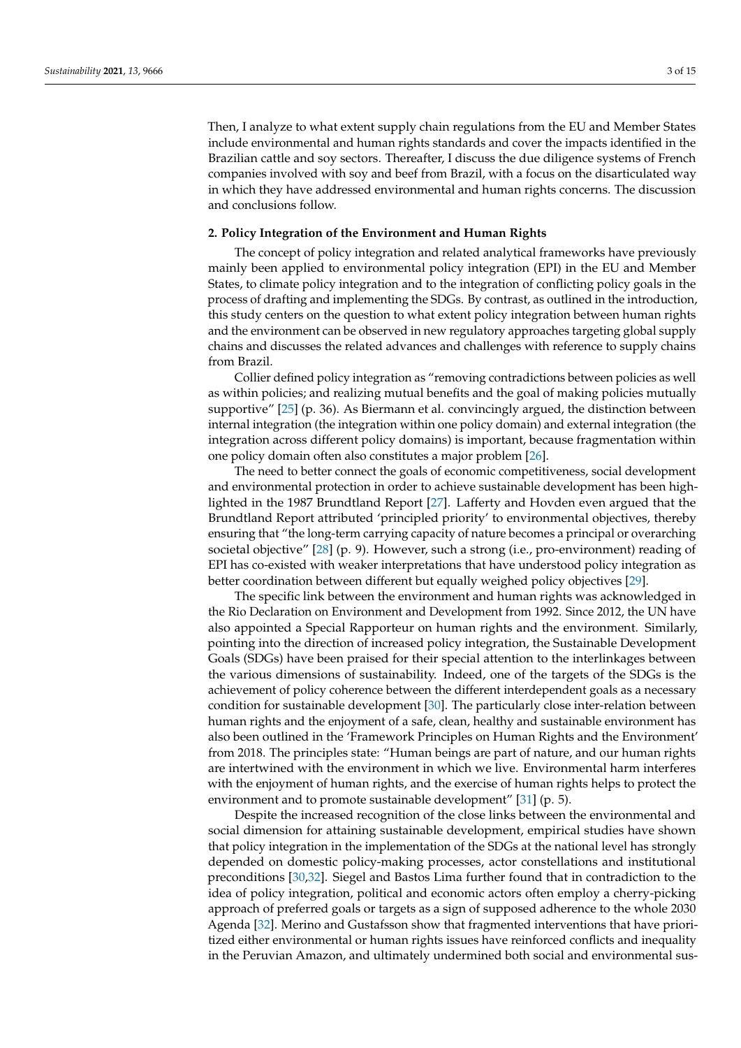Then, I analyze to what extent supply chain regulations from the EU and Member States include environmental and human rights standards and cover the impacts identified in the Brazilian cattle and soy sectors. Thereafter, I discuss the due diligence systems of French companies involved with soy and beef from Brazil, with a focus on the disarticulated way in which they have addressed environmental and human rights concerns. The discussion and conclusions follow.

## 2. Policy Integration of the Environment and Human Rights

The concept of policy integration and related analytical frameworks have previously mainly been applied to environmental policy integration (EPI) in the EU and Member States, to climate policy integration and to the integration of conflicting policy goals in the process of drafting and implementing the SDGs. By contrast, as outlined in the introduction, this study centers on the question to what extent policy integration between human rights and the environment can be observed in new regulatory approaches targeting global supply chains and discusses the related advances and challenges with reference to supply chains from Brazil.

Collier defined policy integration as "removing contradictions between policies as well as within policies; and realizing mutual benefits and the goal of making policies mutually supportive" [25] (p. 36). As Biermann et al. convincingly argued, the distinction between internal integration (the integration within one policy domain) and external integration (the integration across different policy domains) is important, because fragmentation within one policy domain often also constitutes a major problem [26].

The need to better connect the goals of economic competitiveness, social development and environmental protection in order to achieve sustainable development has been highlighted in the 1987 Brundtland Report [27]. Lafferty and Hovden even argued that the Brundtland Report attributed 'principled priority' to environmental objectives, thereby ensuring that "the long-term carrying capacity of nature becomes a principal or overarching societal objective" [28] (p. 9). However, such a strong (i.e., pro-environment) reading of EPI has co-existed with weaker interpretations that have understood policy integration as better coordination between different but equally weighed policy objectives [29].

The specific link between the environment and human rights was acknowledged in the Rio Declaration on Environment and Development from 1992. Since 2012, the UN have also appointed a Special Rapporteur on human rights and the environment. Similarly, pointing into the direction of increased policy integration, the Sustainable Development Goals (SDGs) have been praised for their special attention to the interlinkages between the various dimensions of sustainability. Indeed, one of the targets of the SDGs is the achievement of policy coherence between the different interdependent goals as a necessary condition for sustainable development [30]. The particularly close inter-relation between human rights and the enjoyment of a safe, clean, healthy and sustainable environment has also been outlined in the 'Framework Principles on Human Rights and the Environment' from 2018. The principles state: "Human beings are part of nature, and our human rights are intertwined with the environment in which we live. Environmental harm interferes with the enjoyment of human rights, and the exercise of human rights helps to protect the environment and to promote sustainable development" [31] (p. 5).

Despite the increased recognition of the close links between the environmental and social dimension for attaining sustainable development, empirical studies have shown that policy integration in the implementation of the SDGs at the national level has strongly depended on domestic policy-making processes, actor constellations and institutional preconditions [30,32]. Siegel and Bastos Lima further found that in contradiction to the idea of policy integration, political and economic actors often employ a cherry-picking approach of preferred goals or targets as a sign of supposed adherence to the whole 2030 Agenda [32]. Merino and Gustafsson show that fragmented interventions that have prioritized either environmental or human rights issues have reinforced conflicts and inequality in the Peruvian Amazon, and ultimately undermined both social and environmental sus-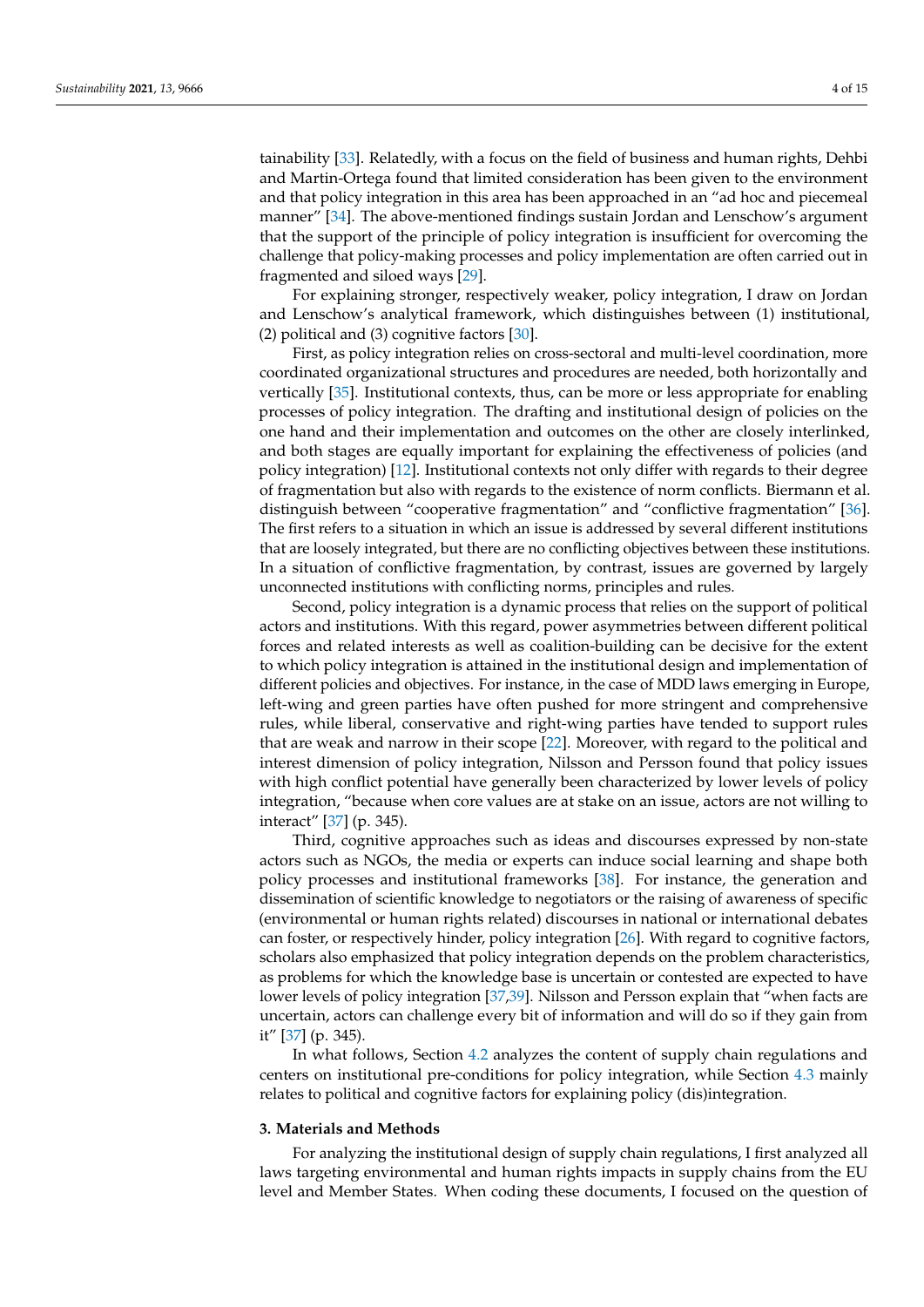tainability [33]. Relatedly, with a focus on the field of business and human rights, Dehbi and Martin-Ortega found that limited consideration has been given to the environment and that policy integration in this area has been approached in an "ad hoc and piecemeal manner" [34]. The above-mentioned findings sustain Jordan and Lenschow's argument that the support of the principle of policy integration is insufficient for overcoming the challenge that policy-making processes and policy implementation are often carried out in fragmented and siloed ways [29].

For explaining stronger, respectively weaker, policy integration, I draw on Jordan and Lenschow's analytical framework, which distinguishes between (1) institutional, (2) political and (3) cognitive factors [30].

First, as policy integration relies on cross-sectoral and multi-level coordination, more coordinated organizational structures and procedures are needed, both horizontally and vertically [35]. Institutional contexts, thus, can be more or less appropriate for enabling processes of policy integration. The drafting and institutional design of policies on the one hand and their implementation and outcomes on the other are closely interlinked, and both stages are equally important for explaining the effectiveness of policies (and policy integration) [12]. Institutional contexts not only differ with regards to their degree of fragmentation but also with regards to the existence of norm conflicts. Biermann et al. distinguish between "cooperative fragmentation" and "conflictive fragmentation" [36]. The first refers to a situation in which an issue is addressed by several different institutions that are loosely integrated, but there are no conflicting objectives between these institutions. In a situation of conflictive fragmentation, by contrast, issues are governed by largely unconnected institutions with conflicting norms, principles and rules.

Second, policy integration is a dynamic process that relies on the support of political actors and institutions. With this regard, power asymmetries between different political forces and related interests as well as coalition-building can be decisive for the extent to which policy integration is attained in the institutional design and implementation of different policies and objectives. For instance, in the case of MDD laws emerging in Europe, left-wing and green parties have often pushed for more stringent and comprehensive rules, while liberal, conservative and right-wing parties have tended to support rules that are weak and narrow in their scope [22]. Moreover, with regard to the political and interest dimension of policy integration, Nilsson and Persson found that policy issues with high conflict potential have generally been characterized by lower levels of policy integration, "because when core values are at stake on an issue, actors are not willing to interact" [37] (p. 345).

Third, cognitive approaches such as ideas and discourses expressed by non-state actors such as NGOs, the media or experts can induce social learning and shape both policy processes and institutional frameworks [38]. For instance, the generation and dissemination of scientific knowledge to negotiators or the raising of awareness of specific (environmental or human rights related) discourses in national or international debates can foster, or respectively hinder, policy integration [26]. With regard to cognitive factors, scholars also emphasized that policy integration depends on the problem characteristics, as problems for which the knowledge base is uncertain or contested are expected to have lower levels of policy integration [37,39]. Nilsson and Persson explain that "when facts are uncertain, actors can challenge every bit of information and will do so if they gain from it" [37] (p. 345).

In what follows, Section 4.2 analyzes the content of supply chain regulations and centers on institutional pre-conditions for policy integration, while Section 4.3 mainly relates to political and cognitive factors for explaining policy (dis)integration.

## 3. Materials and Methods

For analyzing the institutional design of supply chain regulations, I first analyzed all laws targeting environmental and human rights impacts in supply chains from the EU level and Member States. When coding these documents, I focused on the question of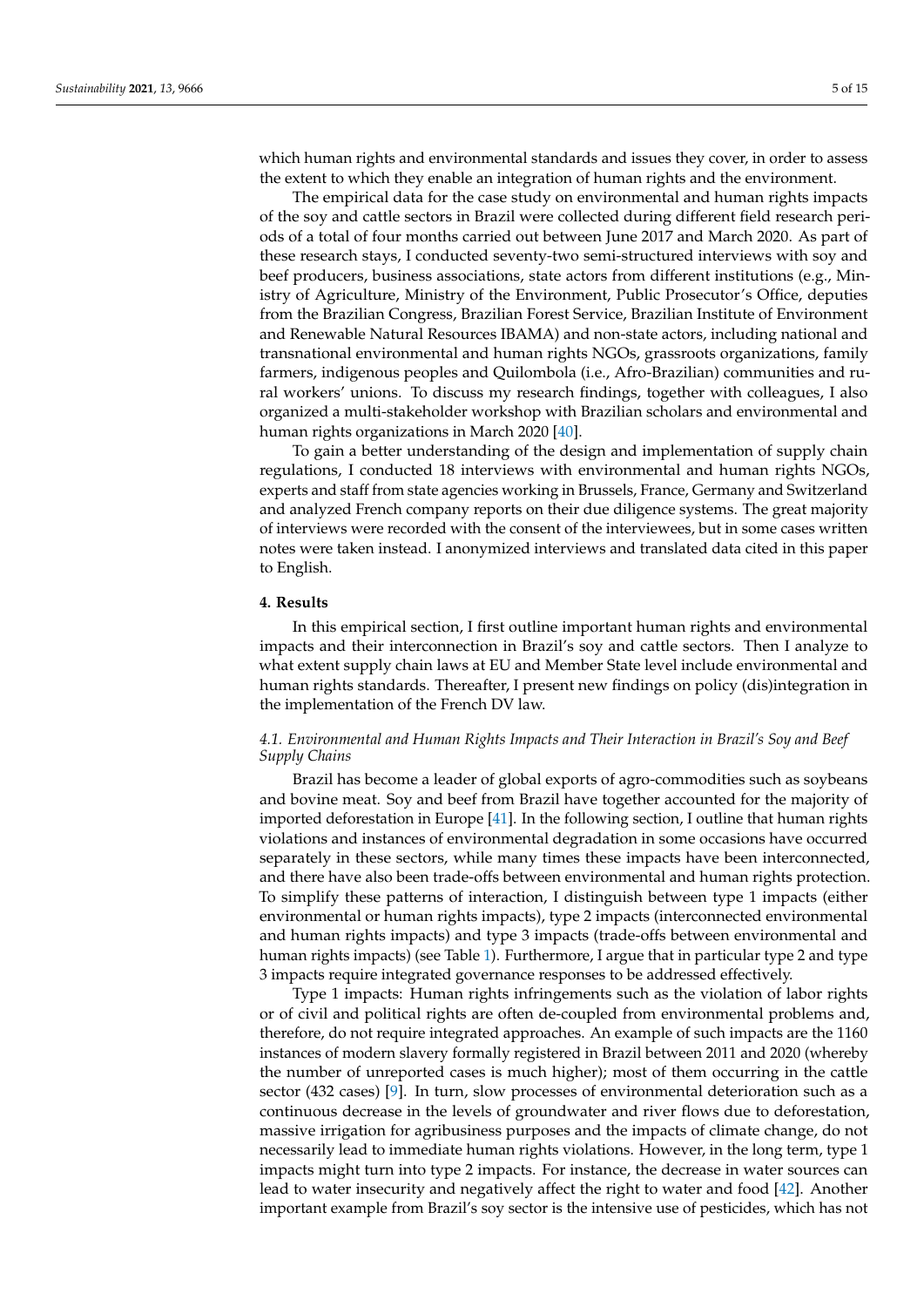which human rights and environmental standards and issues they cover, in order to assess the extent to which they enable an integration of human rights and the environment.

The empirical data for the case study on environmental and human rights impacts of the soy and cattle sectors in Brazil were collected during different field research periods of a total of four months carried out between June 2017 and March 2020. As part of these research stays, I conducted seventy-two semi-structured interviews with soy and beef producers, business associations, state actors from different institutions (e.g., Ministry of Agriculture, Ministry of the Environment, Public Prosecutor's Office, deputies from the Brazilian Congress, Brazilian Forest Service, Brazilian Institute of Environment and Renewable Natural Resources IBAMA) and non-state actors, including national and transnational environmental and human rights NGOs, grassroots organizations, family farmers, indigenous peoples and Quilombola (i.e., Afro-Brazilian) communities and rural workers' unions. To discuss my research findings, together with colleagues, I also organized a multi-stakeholder workshop with Brazilian scholars and environmental and human rights organizations in March 2020 [40].

To gain a better understanding of the design and implementation of supply chain regulations, I conducted 18 interviews with environmental and human rights NGOs, experts and staff from state agencies working in Brussels, France, Germany and Switzerland and analyzed French company reports on their due diligence systems. The great majority of interviews were recorded with the consent of the interviewees, but in some cases written notes were taken instead. I anonymized interviews and translated data cited in this paper to English.

## 4. Results

In this empirical section, I first outline important human rights and environmental impacts and their interconnection in Brazil's soy and cattle sectors. Then I analyze to what extent supply chain laws at EU and Member State level include environmental and human rights standards. Thereafter, I present new findings on policy (dis)integration in the implementation of the French DV law.

### *4.1. Environmental and Human Rights Impacts and Their Interaction in Brazil's Soy and Beef Supply Chains*

Brazil has become a leader of global exports of agro-commodities such as soybeans and bovine meat. Soy and beef from Brazil have together accounted for the majority of imported deforestation in Europe [41]. In the following section, I outline that human rights violations and instances of environmental degradation in some occasions have occurred separately in these sectors, while many times these impacts have been interconnected, and there have also been trade-offs between environmental and human rights protection. To simplify these patterns of interaction, I distinguish between type 1 impacts (either environmental or human rights impacts), type 2 impacts (interconnected environmental and human rights impacts) and type 3 impacts (trade-offs between environmental and human rights impacts) (see Table 1). Furthermore, I argue that in particular type 2 and type 3 impacts require integrated governance responses to be addressed effectively.

Type 1 impacts: Human rights infringements such as the violation of labor rights or of civil and political rights are often de-coupled from environmental problems and, therefore, do not require integrated approaches. An example of such impacts are the 1160 instances of modern slavery formally registered in Brazil between 2011 and 2020 (whereby the number of unreported cases is much higher); most of them occurring in the cattle sector (432 cases) [9]. In turn, slow processes of environmental deterioration such as a continuous decrease in the levels of groundwater and river flows due to deforestation, massive irrigation for agribusiness purposes and the impacts of climate change, do not necessarily lead to immediate human rights violations. However, in the long term, type 1 impacts might turn into type 2 impacts. For instance, the decrease in water sources can lead to water insecurity and negatively affect the right to water and food [42]. Another important example from Brazil's soy sector is the intensive use of pesticides, which has not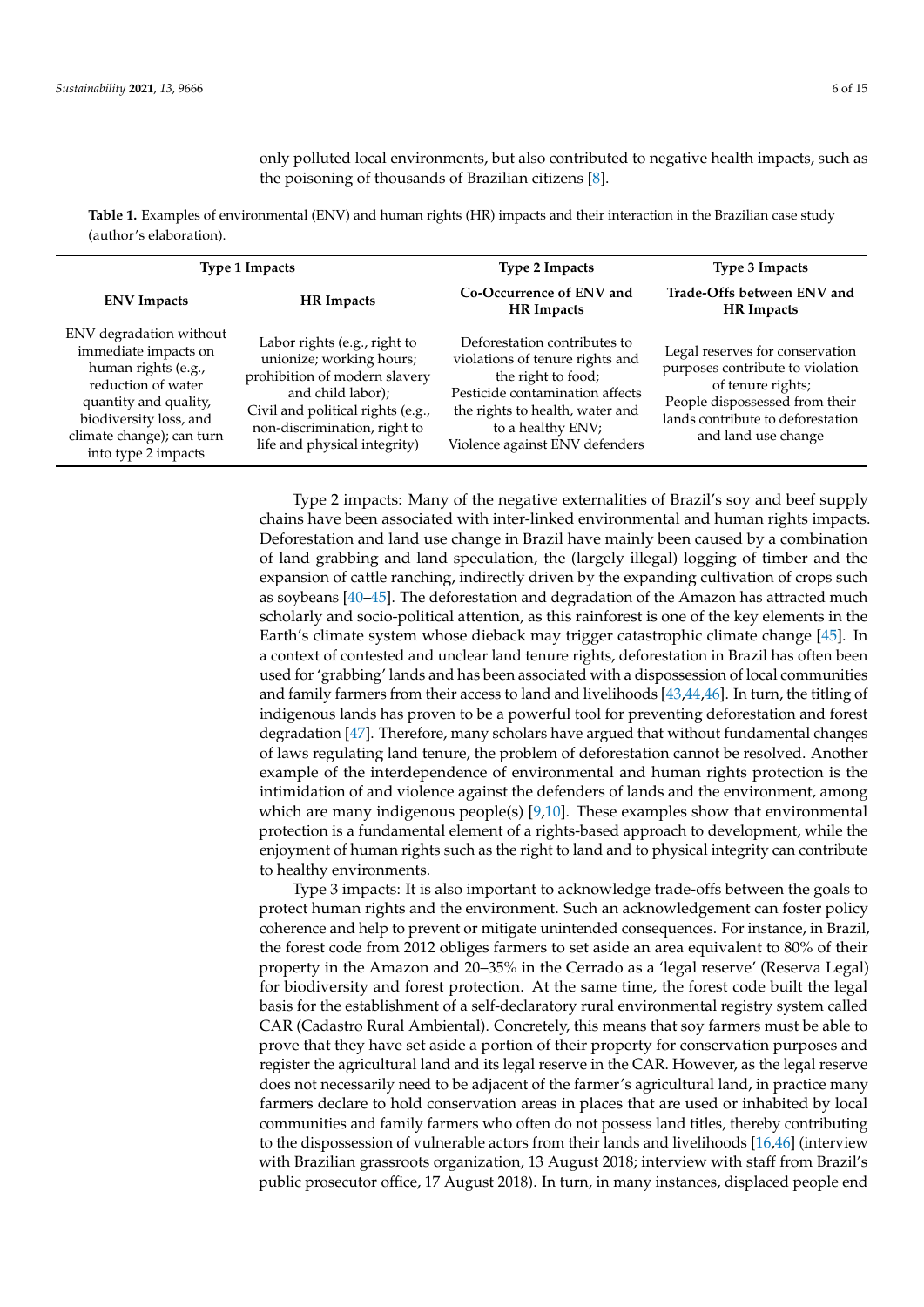only polluted local environments, but also contributed to negative health impacts, such as the poisoning of thousands of Brazilian citizens [8].

**Table 1.** Examples of environmental (ENV) and human rights (HR) impacts and their interaction in the Brazilian case study (author's elaboration).

| Type 1 Impacts | | Type 2 Impacts | Type 3 Impacts |
|---|---|---|---|
| **ENV Impacts** | **HR Impacts** | **Co-Occurrence of ENV and HR Impacts** | **Trade-Offs between ENV and HR Impacts** |
| ENV degradation without immediate impacts on human rights (e.g., reduction of water quantity and quality, biodiversity loss, and climate change); can turn into type 2 impacts | Labor rights (e.g., right to unionize; working hours; prohibition of modern slavery and child labor); Civil and political rights (e.g., non-discrimination, right to life and physical integrity) | Deforestation contributes to violations of tenure rights and the right to food; Pesticide contamination affects the rights to health, water and to a healthy ENV; Violence against ENV defenders | Legal reserves for conservation purposes contribute to violation of tenure rights; People dispossessed from their lands contribute to deforestation and land use change |

Type 2 impacts: Many of the negative externalities of Brazil's soy and beef supply chains have been associated with inter-linked environmental and human rights impacts. Deforestation and land use change in Brazil have mainly been caused by a combination of land grabbing and land speculation, the (largely illegal) logging of timber and the expansion of cattle ranching, indirectly driven by the expanding cultivation of crops such as soybeans [40–45]. The deforestation and degradation of the Amazon has attracted much scholarly and socio-political attention, as this rainforest is one of the key elements in the Earth's climate system whose dieback may trigger catastrophic climate change [45]. In a context of contested and unclear land tenure rights, deforestation in Brazil has often been used for 'grabbing' lands and has been associated with a dispossession of local communities and family farmers from their access to land and livelihoods [43,44,46]. In turn, the titling of indigenous lands has proven to be a powerful tool for preventing deforestation and forest degradation [47]. Therefore, many scholars have argued that without fundamental changes of laws regulating land tenure, the problem of deforestation cannot be resolved. Another example of the interdependence of environmental and human rights protection is the intimidation of and violence against the defenders of lands and the environment, among which are many indigenous people(s) [9,10]. These examples show that environmental protection is a fundamental element of a rights-based approach to development, while the enjoyment of human rights such as the right to land and to physical integrity can contribute to healthy environments.

Type 3 impacts: It is also important to acknowledge trade-offs between the goals to protect human rights and the environment. Such an acknowledgement can foster policy coherence and help to prevent or mitigate unintended consequences. For instance, in Brazil, the forest code from 2012 obliges farmers to set aside an area equivalent to 80% of their property in the Amazon and 20–35% in the Cerrado as a 'legal reserve' (Reserva Legal) for biodiversity and forest protection. At the same time, the forest code built the legal basis for the establishment of a self-declaratory rural environmental registry system called CAR (Cadastro Rural Ambiental). Concretely, this means that soy farmers must be able to prove that they have set aside a portion of their property for conservation purposes and register the agricultural land and its legal reserve in the CAR. However, as the legal reserve does not necessarily need to be adjacent of the farmer's agricultural land, in practice many farmers declare to hold conservation areas in places that are used or inhabited by local communities and family farmers who often do not possess land titles, thereby contributing to the dispossession of vulnerable actors from their lands and livelihoods [16,46] (interview with Brazilian grassroots organization, 13 August 2018; interview with staff from Brazil's public prosecutor office, 17 August 2018). In turn, in many instances, displaced people end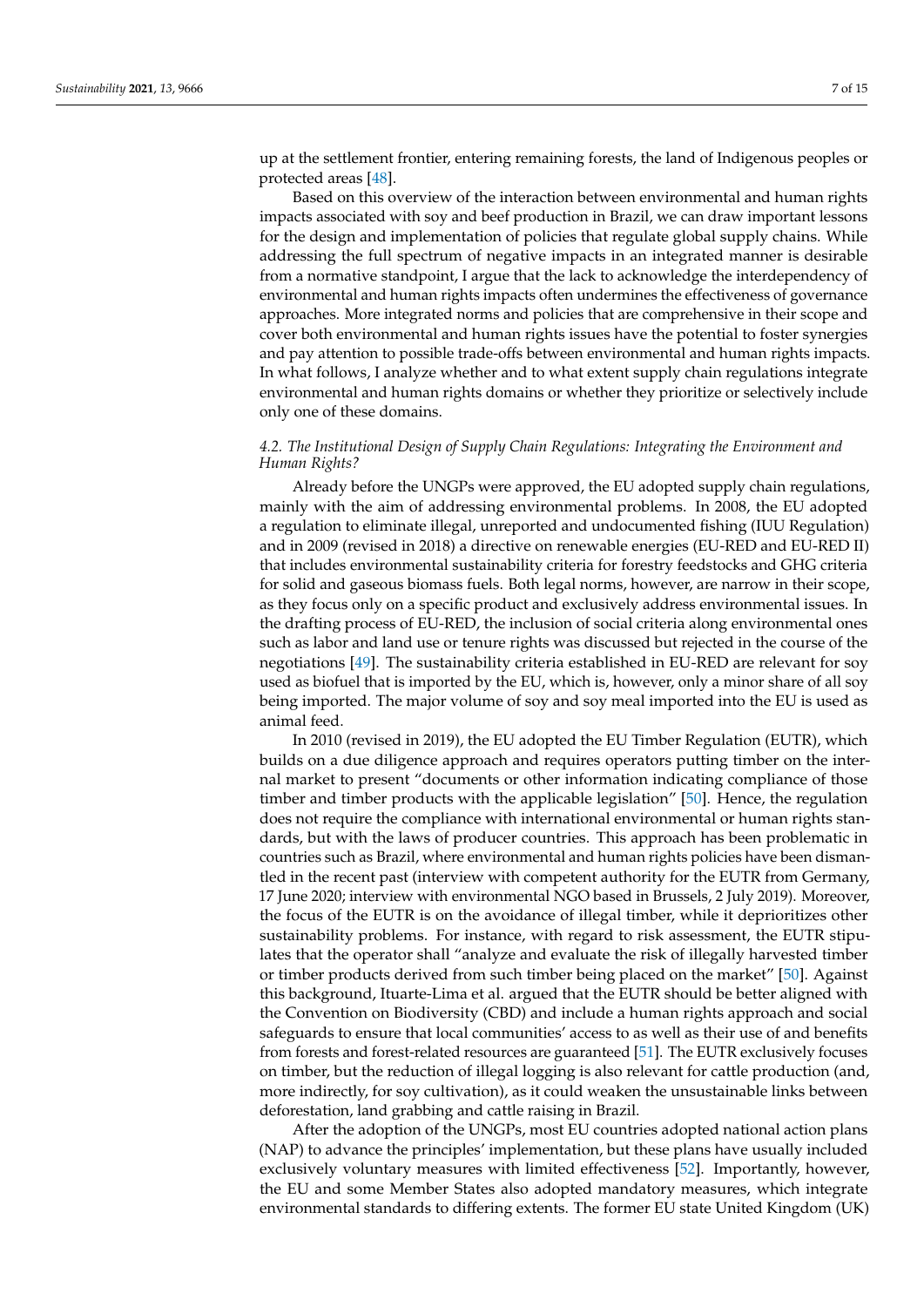up at the settlement frontier, entering remaining forests, the land of Indigenous peoples or protected areas [48].

Based on this overview of the interaction between environmental and human rights impacts associated with soy and beef production in Brazil, we can draw important lessons for the design and implementation of policies that regulate global supply chains. While addressing the full spectrum of negative impacts in an integrated manner is desirable from a normative standpoint, I argue that the lack to acknowledge the interdependency of environmental and human rights impacts often undermines the effectiveness of governance approaches. More integrated norms and policies that are comprehensive in their scope and cover both environmental and human rights issues have the potential to foster synergies and pay attention to possible trade-offs between environmental and human rights impacts. In what follows, I analyze whether and to what extent supply chain regulations integrate environmental and human rights domains or whether they prioritize or selectively include only one of these domains.

### *4.2. The Institutional Design of Supply Chain Regulations: Integrating the Environment and Human Rights?*

Already before the UNGPs were approved, the EU adopted supply chain regulations, mainly with the aim of addressing environmental problems. In 2008, the EU adopted a regulation to eliminate illegal, unreported and undocumented fishing (IUU Regulation) and in 2009 (revised in 2018) a directive on renewable energies (EU-RED and EU-RED II) that includes environmental sustainability criteria for forestry feedstocks and GHG criteria for solid and gaseous biomass fuels. Both legal norms, however, are narrow in their scope, as they focus only on a specific product and exclusively address environmental issues. In the drafting process of EU-RED, the inclusion of social criteria along environmental ones such as labor and land use or tenure rights was discussed but rejected in the course of the negotiations [49]. The sustainability criteria established in EU-RED are relevant for soy used as biofuel that is imported by the EU, which is, however, only a minor share of all soy being imported. The major volume of soy and soy meal imported into the EU is used as animal feed.

In 2010 (revised in 2019), the EU adopted the EU Timber Regulation (EUTR), which builds on a due diligence approach and requires operators putting timber on the internal market to present "documents or other information indicating compliance of those timber and timber products with the applicable legislation" [50]. Hence, the regulation does not require the compliance with international environmental or human rights standards, but with the laws of producer countries. This approach has been problematic in countries such as Brazil, where environmental and human rights policies have been dismantled in the recent past (interview with competent authority for the EUTR from Germany, 17 June 2020; interview with environmental NGO based in Brussels, 2 July 2019). Moreover, the focus of the EUTR is on the avoidance of illegal timber, while it deprioritizes other sustainability problems. For instance, with regard to risk assessment, the EUTR stipulates that the operator shall "analyze and evaluate the risk of illegally harvested timber or timber products derived from such timber being placed on the market" [50]. Against this background, Ituarte-Lima et al. argued that the EUTR should be better aligned with the Convention on Biodiversity (CBD) and include a human rights approach and social safeguards to ensure that local communities' access to as well as their use of and benefits from forests and forest-related resources are guaranteed [51]. The EUTR exclusively focuses on timber, but the reduction of illegal logging is also relevant for cattle production (and, more indirectly, for soy cultivation), as it could weaken the unsustainable links between deforestation, land grabbing and cattle raising in Brazil.

After the adoption of the UNGPs, most EU countries adopted national action plans (NAP) to advance the principles' implementation, but these plans have usually included exclusively voluntary measures with limited effectiveness [52]. Importantly, however, the EU and some Member States also adopted mandatory measures, which integrate environmental standards to differing extents. The former EU state United Kingdom (UK)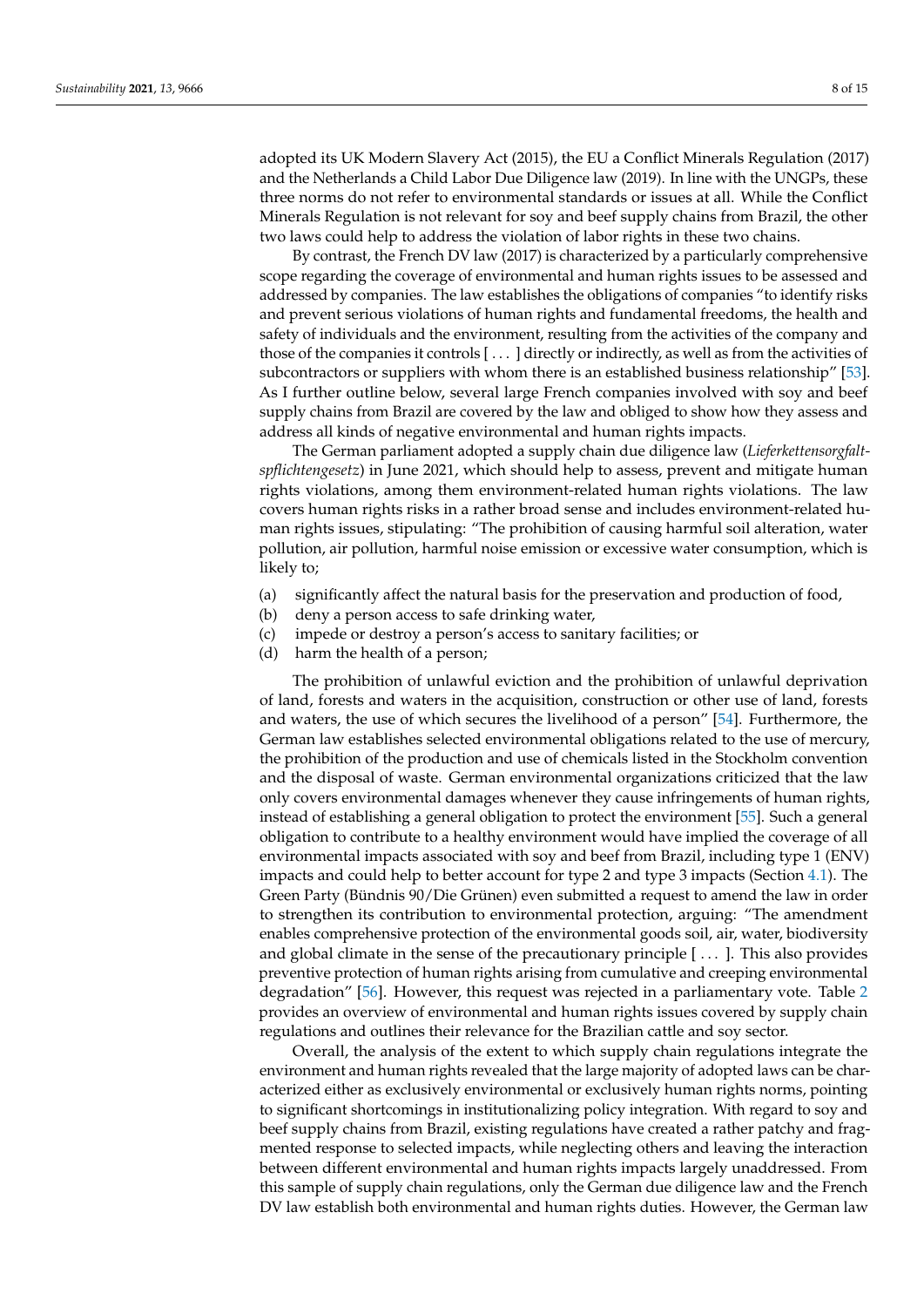adopted its UK Modern Slavery Act (2015), the EU a Conflict Minerals Regulation (2017) and the Netherlands a Child Labor Due Diligence law (2019). In line with the UNGPs, these three norms do not refer to environmental standards or issues at all. While the Conflict Minerals Regulation is not relevant for soy and beef supply chains from Brazil, the other two laws could help to address the violation of labor rights in these two chains.

By contrast, the French DV law (2017) is characterized by a particularly comprehensive scope regarding the coverage of environmental and human rights issues to be assessed and addressed by companies. The law establishes the obligations of companies "to identify risks and prevent serious violations of human rights and fundamental freedoms, the health and safety of individuals and the environment, resulting from the activities of the company and those of the companies it controls [ . . . ] directly or indirectly, as well as from the activities of subcontractors or suppliers with whom there is an established business relationship" [53]. As I further outline below, several large French companies involved with soy and beef supply chains from Brazil are covered by the law and obliged to show how they assess and address all kinds of negative environmental and human rights impacts.

The German parliament adopted a supply chain due diligence law (*Lieferkettensorgfaltspflichtengesetz*) in June 2021, which should help to assess, prevent and mitigate human rights violations, among them environment-related human rights violations. The law covers human rights risks in a rather broad sense and includes environment-related human rights issues, stipulating: "The prohibition of causing harmful soil alteration, water pollution, air pollution, harmful noise emission or excessive water consumption, which is likely to;

(a) significantly affect the natural basis for the preservation and production of food,
(b) deny a person access to safe drinking water,
(c) impede or destroy a person's access to sanitary facilities; or
(d) harm the health of a person;

The prohibition of unlawful eviction and the prohibition of unlawful deprivation of land, forests and waters in the acquisition, construction or other use of land, forests and waters, the use of which secures the livelihood of a person" [54]. Furthermore, the German law establishes selected environmental obligations related to the use of mercury, the prohibition of the production and use of chemicals listed in the Stockholm convention and the disposal of waste. German environmental organizations criticized that the law only covers environmental damages whenever they cause infringements of human rights, instead of establishing a general obligation to protect the environment [55]. Such a general obligation to contribute to a healthy environment would have implied the coverage of all environmental impacts associated with soy and beef from Brazil, including type 1 (ENV) impacts and could help to better account for type 2 and type 3 impacts (Section 4.1). The Green Party (Bündnis 90/Die Grünen) even submitted a request to amend the law in order to strengthen its contribution to environmental protection, arguing: "The amendment enables comprehensive protection of the environmental goods soil, air, water, biodiversity and global climate in the sense of the precautionary principle [ . . . ]. This also provides preventive protection of human rights arising from cumulative and creeping environmental degradation" [56]. However, this request was rejected in a parliamentary vote. Table 2 provides an overview of environmental and human rights issues covered by supply chain regulations and outlines their relevance for the Brazilian cattle and soy sector.

Overall, the analysis of the extent to which supply chain regulations integrate the environment and human rights revealed that the large majority of adopted laws can be characterized either as exclusively environmental or exclusively human rights norms, pointing to significant shortcomings in institutionalizing policy integration. With regard to soy and beef supply chains from Brazil, existing regulations have created a rather patchy and fragmented response to selected impacts, while neglecting others and leaving the interaction between different environmental and human rights impacts largely unaddressed. From this sample of supply chain regulations, only the German due diligence law and the French DV law establish both environmental and human rights duties. However, the German law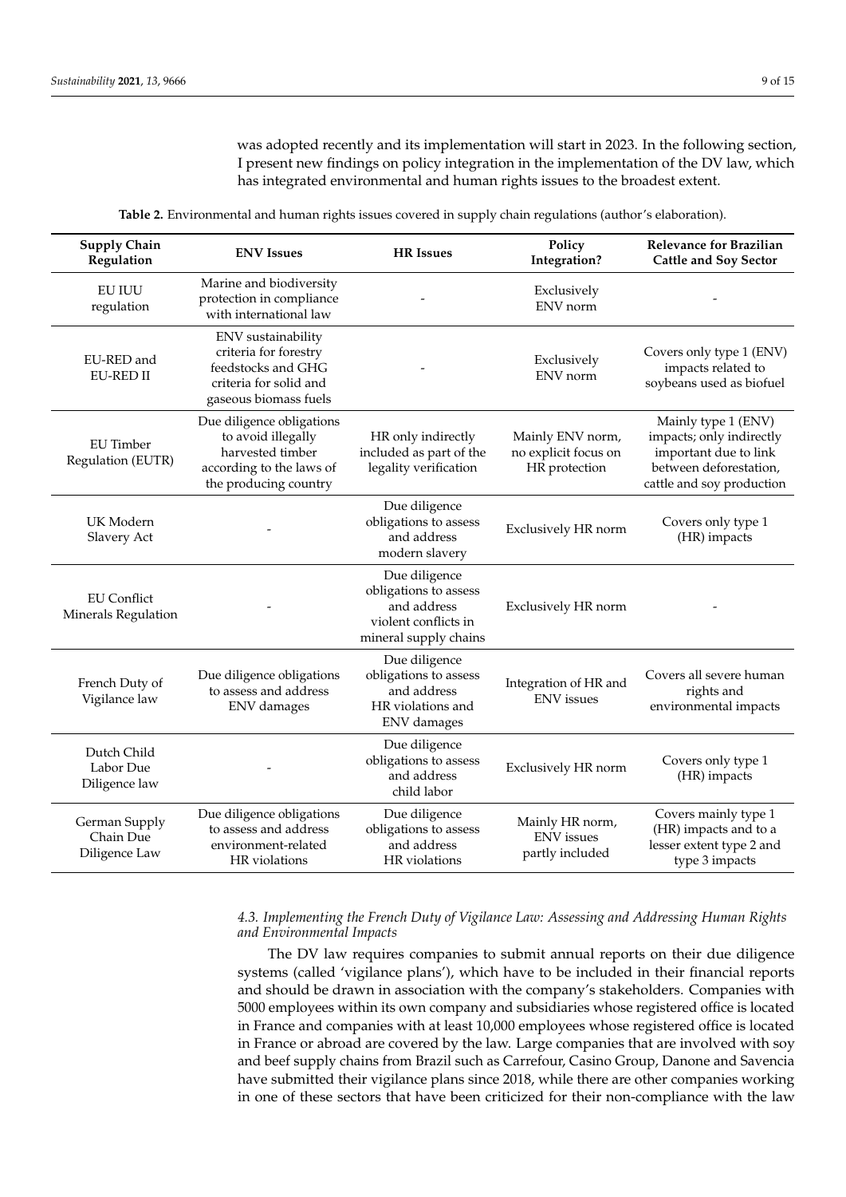was adopted recently and its implementation will start in 2023. In the following section, I present new findings on policy integration in the implementation of the DV law, which has integrated environmental and human rights issues to the broadest extent.

**Table 2.** Environmental and human rights issues covered in supply chain regulations (author's elaboration).

| Supply Chain Regulation | ENV Issues | HR Issues | Policy Integration? | Relevance for Brazilian Cattle and Soy Sector |
|---|---|---|---|---|
| EU IUU regulation | Marine and biodiversity protection in compliance with international law | - | Exclusively ENV norm | - |
| EU-RED and EU-RED II | ENV sustainability criteria for forestry feedstocks and GHG criteria for solid and gaseous biomass fuels | - | Exclusively ENV norm | Covers only type 1 (ENV) impacts related to soybeans used as biofuel |
| EU Timber Regulation (EUTR) | Due diligence obligations to avoid illegally harvested timber according to the laws of the producing country | HR only indirectly included as part of the legality verification | Mainly ENV norm, no explicit focus on HR protection | Mainly type 1 (ENV) impacts; only indirectly important due to link between deforestation, cattle and soy production |
| UK Modern Slavery Act | - | Due diligence obligations to assess and address modern slavery | Exclusively HR norm | Covers only type 1 (HR) impacts |
| EU Conflict Minerals Regulation | - | Due diligence obligations to assess and address violent conflicts in mineral supply chains | Exclusively HR norm | - |
| French Duty of Vigilance law | Due diligence obligations to assess and address ENV damages | Due diligence obligations to assess and address HR violations and ENV damages | Integration of HR and ENV issues | Covers all severe human rights and environmental impacts |
| Dutch Child Labor Due Diligence law | - | Due diligence obligations to assess and address child labor | Exclusively HR norm | Covers only type 1 (HR) impacts |
| German Supply Chain Due Diligence Law | Due diligence obligations to assess and address environment-related HR violations | Due diligence obligations to assess and address HR violations | Mainly HR norm, ENV issues partly included | Covers mainly type 1 (HR) impacts and to a lesser extent type 2 and type 3 impacts |

### *4.3. Implementing the French Duty of Vigilance Law: Assessing and Addressing Human Rights and Environmental Impacts*

The DV law requires companies to submit annual reports on their due diligence systems (called 'vigilance plans'), which have to be included in their financial reports and should be drawn in association with the company's stakeholders. Companies with 5000 employees within its own company and subsidiaries whose registered office is located in France and companies with at least 10,000 employees whose registered office is located in France or abroad are covered by the law. Large companies that are involved with soy and beef supply chains from Brazil such as Carrefour, Casino Group, Danone and Savencia have submitted their vigilance plans since 2018, while there are other companies working in one of these sectors that have been criticized for their non-compliance with the law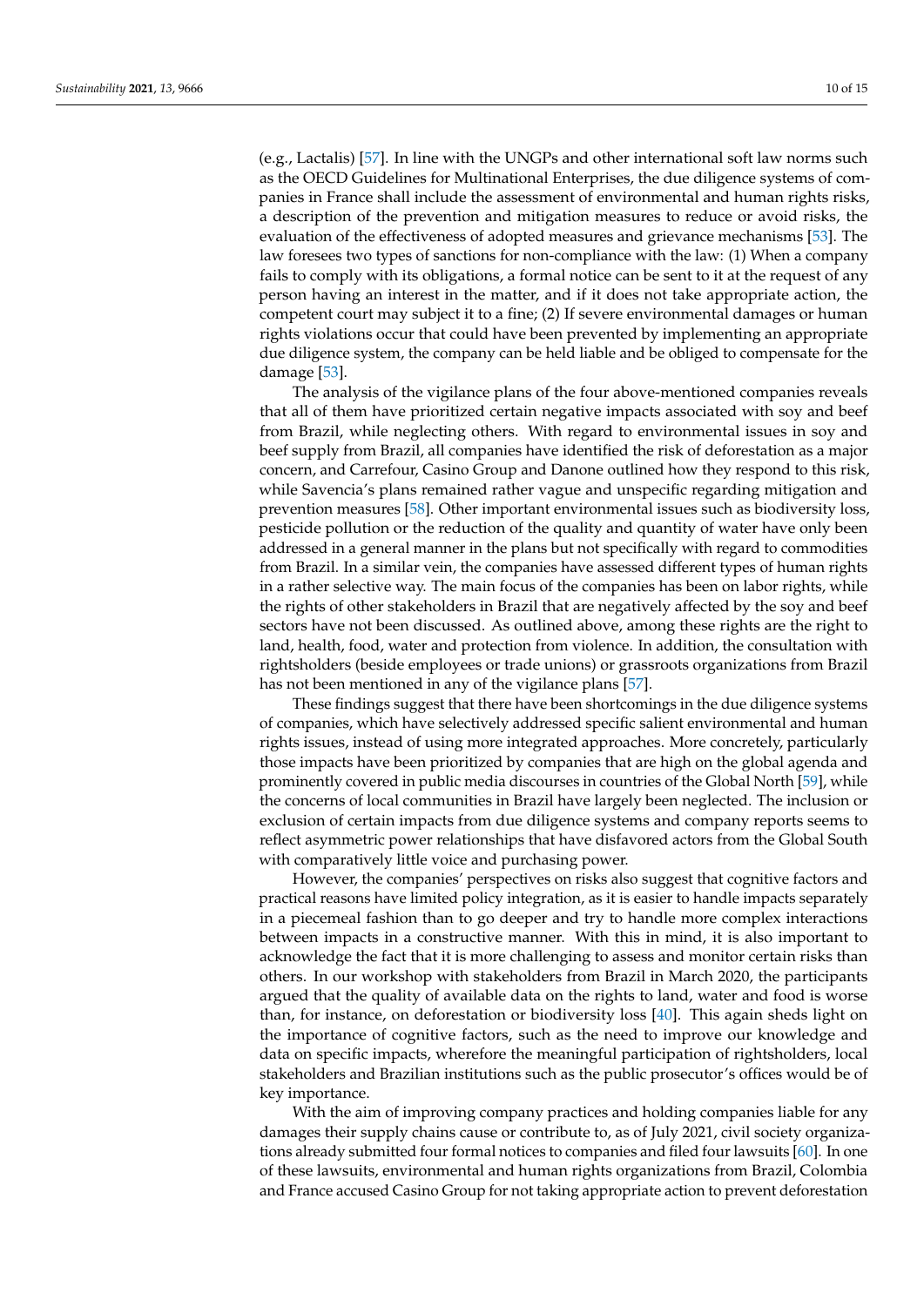(e.g., Lactalis) [57]. In line with the UNGPs and other international soft law norms such as the OECD Guidelines for Multinational Enterprises, the due diligence systems of companies in France shall include the assessment of environmental and human rights risks, a description of the prevention and mitigation measures to reduce or avoid risks, the evaluation of the effectiveness of adopted measures and grievance mechanisms [53]. The law foresees two types of sanctions for non-compliance with the law: (1) When a company fails to comply with its obligations, a formal notice can be sent to it at the request of any person having an interest in the matter, and if it does not take appropriate action, the competent court may subject it to a fine; (2) If severe environmental damages or human rights violations occur that could have been prevented by implementing an appropriate due diligence system, the company can be held liable and be obliged to compensate for the damage [53].

The analysis of the vigilance plans of the four above-mentioned companies reveals that all of them have prioritized certain negative impacts associated with soy and beef from Brazil, while neglecting others. With regard to environmental issues in soy and beef supply from Brazil, all companies have identified the risk of deforestation as a major concern, and Carrefour, Casino Group and Danone outlined how they respond to this risk, while Savencia's plans remained rather vague and unspecific regarding mitigation and prevention measures [58]. Other important environmental issues such as biodiversity loss, pesticide pollution or the reduction of the quality and quantity of water have only been addressed in a general manner in the plans but not specifically with regard to commodities from Brazil. In a similar vein, the companies have assessed different types of human rights in a rather selective way. The main focus of the companies has been on labor rights, while the rights of other stakeholders in Brazil that are negatively affected by the soy and beef sectors have not been discussed. As outlined above, among these rights are the right to land, health, food, water and protection from violence. In addition, the consultation with rightsholders (beside employees or trade unions) or grassroots organizations from Brazil has not been mentioned in any of the vigilance plans [57].

These findings suggest that there have been shortcomings in the due diligence systems of companies, which have selectively addressed specific salient environmental and human rights issues, instead of using more integrated approaches. More concretely, particularly those impacts have been prioritized by companies that are high on the global agenda and prominently covered in public media discourses in countries of the Global North [59], while the concerns of local communities in Brazil have largely been neglected. The inclusion or exclusion of certain impacts from due diligence systems and company reports seems to reflect asymmetric power relationships that have disfavored actors from the Global South with comparatively little voice and purchasing power.

However, the companies' perspectives on risks also suggest that cognitive factors and practical reasons have limited policy integration, as it is easier to handle impacts separately in a piecemeal fashion than to go deeper and try to handle more complex interactions between impacts in a constructive manner. With this in mind, it is also important to acknowledge the fact that it is more challenging to assess and monitor certain risks than others. In our workshop with stakeholders from Brazil in March 2020, the participants argued that the quality of available data on the rights to land, water and food is worse than, for instance, on deforestation or biodiversity loss [40]. This again sheds light on the importance of cognitive factors, such as the need to improve our knowledge and data on specific impacts, wherefore the meaningful participation of rightsholders, local stakeholders and Brazilian institutions such as the public prosecutor's offices would be of key importance.

With the aim of improving company practices and holding companies liable for any damages their supply chains cause or contribute to, as of July 2021, civil society organizations already submitted four formal notices to companies and filed four lawsuits [60]. In one of these lawsuits, environmental and human rights organizations from Brazil, Colombia and France accused Casino Group for not taking appropriate action to prevent deforestation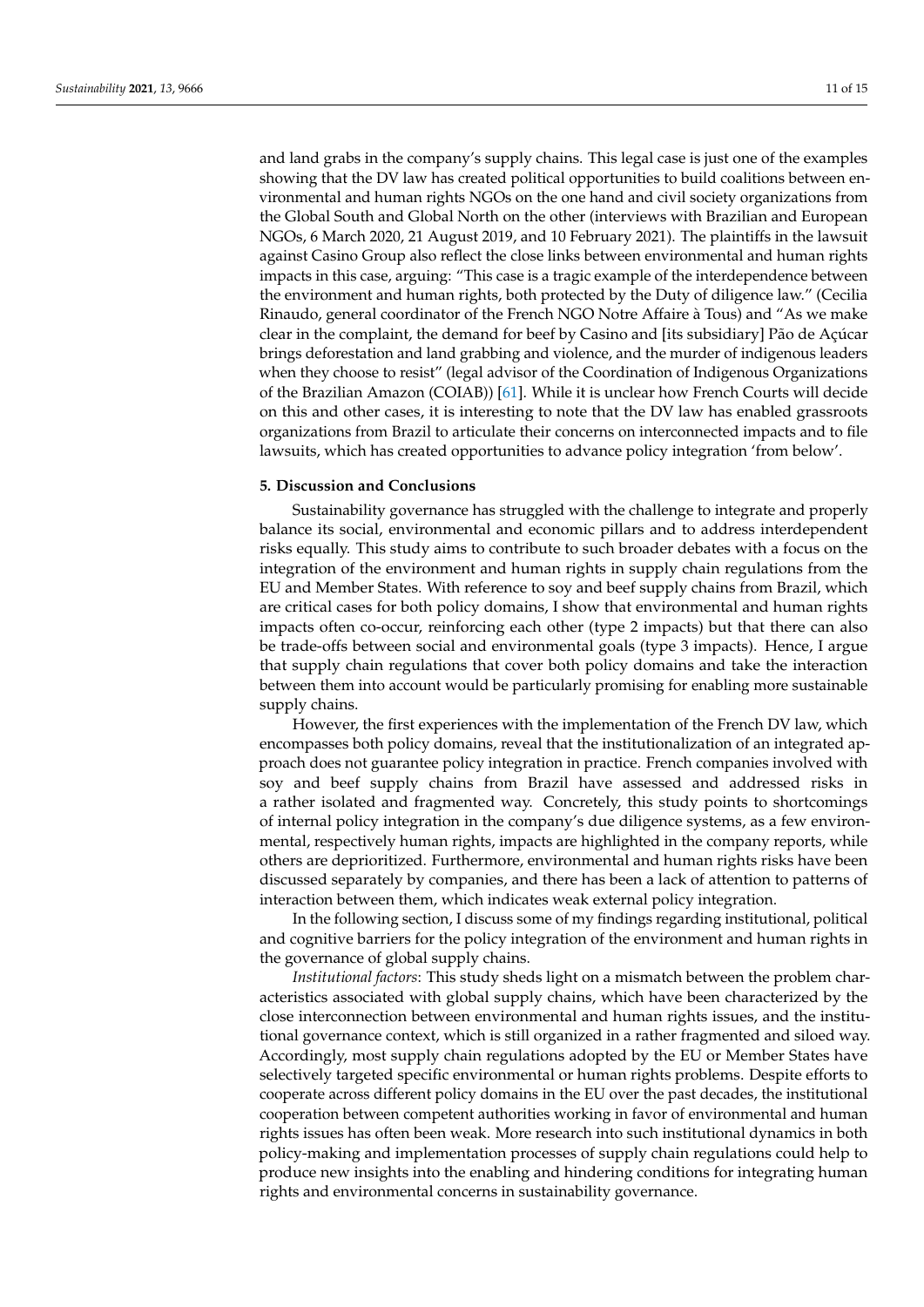and land grabs in the company's supply chains. This legal case is just one of the examples showing that the DV law has created political opportunities to build coalitions between environmental and human rights NGOs on the one hand and civil society organizations from the Global South and Global North on the other (interviews with Brazilian and European NGOs, 6 March 2020, 21 August 2019, and 10 February 2021). The plaintiffs in the lawsuit against Casino Group also reflect the close links between environmental and human rights impacts in this case, arguing: "This case is a tragic example of the interdependence between the environment and human rights, both protected by the Duty of diligence law." (Cecilia Rinaudo, general coordinator of the French NGO Notre Affaire à Tous) and "As we make clear in the complaint, the demand for beef by Casino and [its subsidiary] Pão de Açúcar brings deforestation and land grabbing and violence, and the murder of indigenous leaders when they choose to resist" (legal advisor of the Coordination of Indigenous Organizations of the Brazilian Amazon (COIAB)) [61]. While it is unclear how French Courts will decide on this and other cases, it is interesting to note that the DV law has enabled grassroots organizations from Brazil to articulate their concerns on interconnected impacts and to file lawsuits, which has created opportunities to advance policy integration 'from below'.

## 5. Discussion and Conclusions

Sustainability governance has struggled with the challenge to integrate and properly balance its social, environmental and economic pillars and to address interdependent risks equally. This study aims to contribute to such broader debates with a focus on the integration of the environment and human rights in supply chain regulations from the EU and Member States. With reference to soy and beef supply chains from Brazil, which are critical cases for both policy domains, I show that environmental and human rights impacts often co-occur, reinforcing each other (type 2 impacts) but that there can also be trade-offs between social and environmental goals (type 3 impacts). Hence, I argue that supply chain regulations that cover both policy domains and take the interaction between them into account would be particularly promising for enabling more sustainable supply chains.

However, the first experiences with the implementation of the French DV law, which encompasses both policy domains, reveal that the institutionalization of an integrated approach does not guarantee policy integration in practice. French companies involved with soy and beef supply chains from Brazil have assessed and addressed risks in a rather isolated and fragmented way. Concretely, this study points to shortcomings of internal policy integration in the company's due diligence systems, as a few environmental, respectively human rights, impacts are highlighted in the company reports, while others are deprioritized. Furthermore, environmental and human rights risks have been discussed separately by companies, and there has been a lack of attention to patterns of interaction between them, which indicates weak external policy integration.

In the following section, I discuss some of my findings regarding institutional, political and cognitive barriers for the policy integration of the environment and human rights in the governance of global supply chains.

*Institutional factors*: This study sheds light on a mismatch between the problem characteristics associated with global supply chains, which have been characterized by the close interconnection between environmental and human rights issues, and the institutional governance context, which is still organized in a rather fragmented and siloed way. Accordingly, most supply chain regulations adopted by the EU or Member States have selectively targeted specific environmental or human rights problems. Despite efforts to cooperate across different policy domains in the EU over the past decades, the institutional cooperation between competent authorities working in favor of environmental and human rights issues has often been weak. More research into such institutional dynamics in both policy-making and implementation processes of supply chain regulations could help to produce new insights into the enabling and hindering conditions for integrating human rights and environmental concerns in sustainability governance.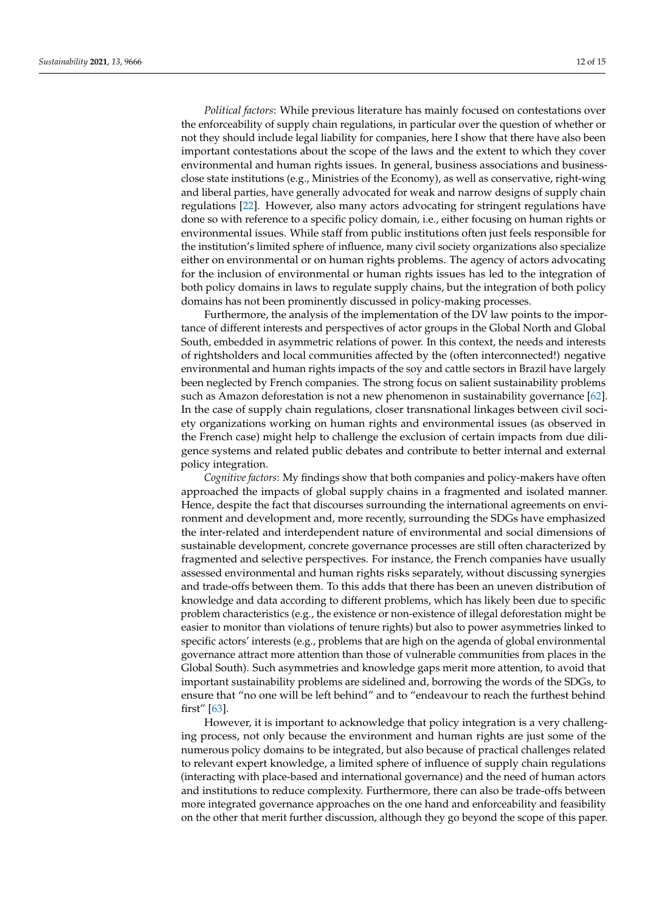*Political factors*: While previous literature has mainly focused on contestations over the enforceability of supply chain regulations, in particular over the question of whether or not they should include legal liability for companies, here I show that there have also been important contestations about the scope of the laws and the extent to which they cover environmental and human rights issues. In general, business associations and business-close state institutions (e.g., Ministries of the Economy), as well as conservative, right-wing and liberal parties, have generally advocated for weak and narrow designs of supply chain regulations [22]. However, also many actors advocating for stringent regulations have done so with reference to a specific policy domain, i.e., either focusing on human rights or environmental issues. While staff from public institutions often just feels responsible for the institution's limited sphere of influence, many civil society organizations also specialize either on environmental or on human rights problems. The agency of actors advocating for the inclusion of environmental or human rights issues has led to the integration of both policy domains in laws to regulate supply chains, but the integration of both policy domains has not been prominently discussed in policy-making processes.

Furthermore, the analysis of the implementation of the DV law points to the importance of different interests and perspectives of actor groups in the Global North and Global South, embedded in asymmetric relations of power. In this context, the needs and interests of rightsholders and local communities affected by the (often interconnected!) negative environmental and human rights impacts of the soy and cattle sectors in Brazil have largely been neglected by French companies. The strong focus on salient sustainability problems such as Amazon deforestation is not a new phenomenon in sustainability governance [62]. In the case of supply chain regulations, closer transnational linkages between civil society organizations working on human rights and environmental issues (as observed in the French case) might help to challenge the exclusion of certain impacts from due diligence systems and related public debates and contribute to better internal and external policy integration.

*Cognitive factors*: My findings show that both companies and policy-makers have often approached the impacts of global supply chains in a fragmented and isolated manner. Hence, despite the fact that discourses surrounding the international agreements on environment and development and, more recently, surrounding the SDGs have emphasized the inter-related and interdependent nature of environmental and social dimensions of sustainable development, concrete governance processes are still often characterized by fragmented and selective perspectives. For instance, the French companies have usually assessed environmental and human rights risks separately, without discussing synergies and trade-offs between them. To this adds that there has been an uneven distribution of knowledge and data according to different problems, which has likely been due to specific problem characteristics (e.g., the existence or non-existence of illegal deforestation might be easier to monitor than violations of tenure rights) but also to power asymmetries linked to specific actors' interests (e.g., problems that are high on the agenda of global environmental governance attract more attention than those of vulnerable communities from places in the Global South). Such asymmetries and knowledge gaps merit more attention, to avoid that important sustainability problems are sidelined and, borrowing the words of the SDGs, to ensure that "no one will be left behind" and to "endeavour to reach the furthest behind first" [63].

However, it is important to acknowledge that policy integration is a very challenging process, not only because the environment and human rights are just some of the numerous policy domains to be integrated, but also because of practical challenges related to relevant expert knowledge, a limited sphere of influence of supply chain regulations (interacting with place-based and international governance) and the need of human actors and institutions to reduce complexity. Furthermore, there can also be trade-offs between more integrated governance approaches on the one hand and enforceability and feasibility on the other that merit further discussion, although they go beyond the scope of this paper.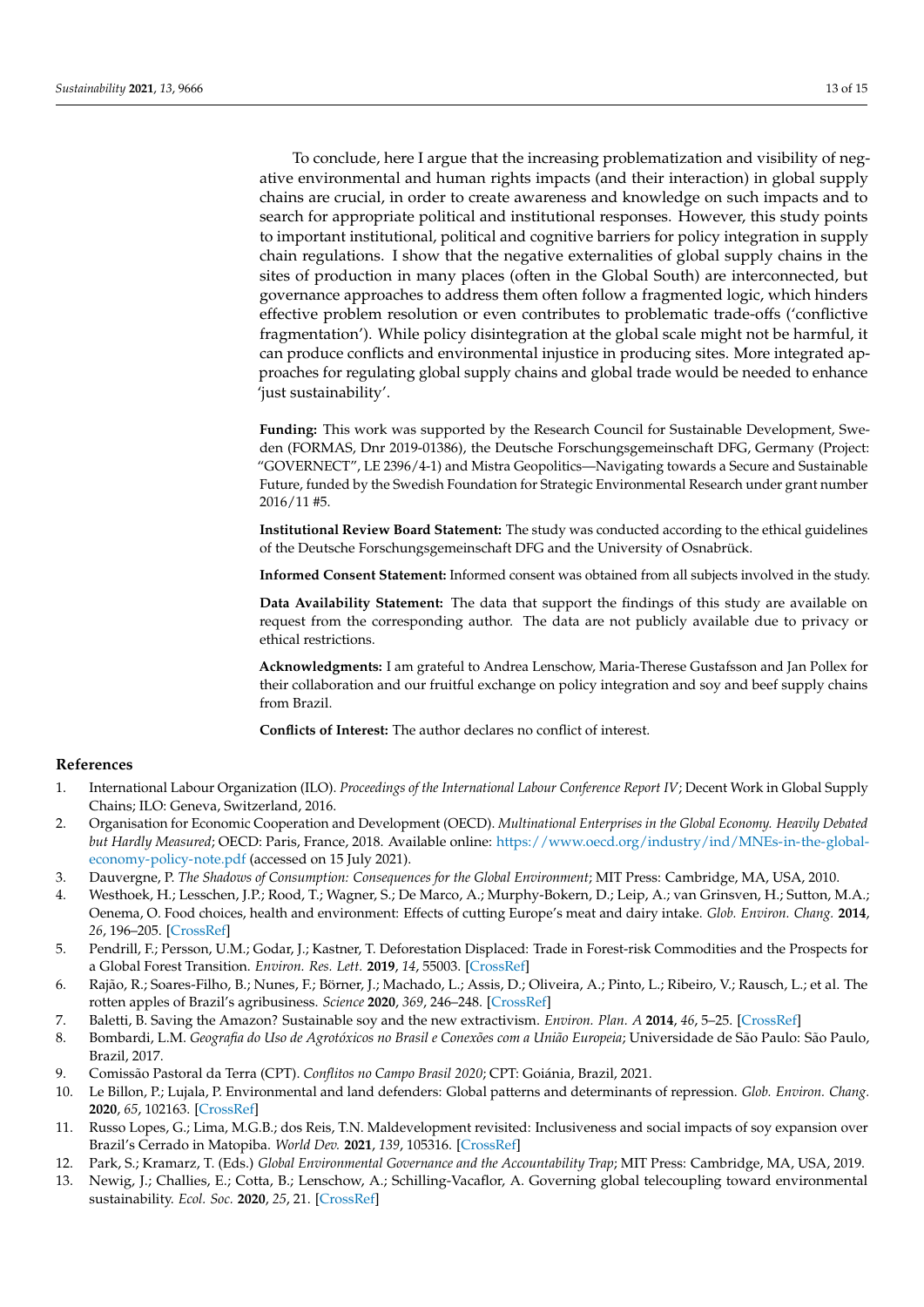To conclude, here I argue that the increasing problematization and visibility of negative environmental and human rights impacts (and their interaction) in global supply chains are crucial, in order to create awareness and knowledge on such impacts and to search for appropriate political and institutional responses. However, this study points to important institutional, political and cognitive barriers for policy integration in supply chain regulations. I show that the negative externalities of global supply chains in the sites of production in many places (often in the Global South) are interconnected, but governance approaches to address them often follow a fragmented logic, which hinders effective problem resolution or even contributes to problematic trade-offs ('conflictive fragmentation'). While policy disintegration at the global scale might not be harmful, it can produce conflicts and environmental injustice in producing sites. More integrated approaches for regulating global supply chains and global trade would be needed to enhance 'just sustainability'.

**Funding:** This work was supported by the Research Council for Sustainable Development, Sweden (FORMAS, Dnr 2019-01386), the Deutsche Forschungsgemeinschaft DFG, Germany (Project: "GOVERNECT", LE 2396/4-1) and Mistra Geopolitics—Navigating towards a Secure and Sustainable Future, funded by the Swedish Foundation for Strategic Environmental Research under grant number 2016/11 #5.

**Institutional Review Board Statement:** The study was conducted according to the ethical guidelines of the Deutsche Forschungsgemeinschaft DFG and the University of Osnabrück.

**Informed Consent Statement:** Informed consent was obtained from all subjects involved in the study.

**Data Availability Statement:** The data that support the findings of this study are available on request from the corresponding author. The data are not publicly available due to privacy or ethical restrictions.

**Acknowledgments:** I am grateful to Andrea Lenschow, Maria-Therese Gustafsson and Jan Pollex for their collaboration and our fruitful exchange on policy integration and soy and beef supply chains from Brazil.

**Conflicts of Interest:** The author declares no conflict of interest.

## References

1. International Labour Organization (ILO). *Proceedings of the International Labour Conference Report IV*; Decent Work in Global Supply Chains; ILO: Geneva, Switzerland, 2016.
2. Organisation for Economic Cooperation and Development (OECD). *Multinational Enterprises in the Global Economy. Heavily Debated but Hardly Measured*; OECD: Paris, France, 2018. Available online: https://www.oecd.org/industry/ind/MNEs-in-the-global-economy-policy-note.pdf (accessed on 15 July 2021).
3. Dauvergne, P. *The Shadows of Consumption: Consequences for the Global Environment*; MIT Press: Cambridge, MA, USA, 2010.
4. Westhoek, H.; Lesschen, J.P.; Rood, T.; Wagner, S.; De Marco, A.; Murphy-Bokern, D.; Leip, A.; van Grinsven, H.; Sutton, M.A.; Oenema, O. Food choices, health and environment: Effects of cutting Europe's meat and dairy intake. *Glob. Environ. Chang.* **2014**, *26*, 196–205. [CrossRef]
5. Pendrill, F.; Persson, U.M.; Godar, J.; Kastner, T. Deforestation Displaced: Trade in Forest-risk Commodities and the Prospects for a Global Forest Transition. *Environ. Res. Lett.* **2019**, *14*, 55003. [CrossRef]
6. Rajão, R.; Soares-Filho, B.; Nunes, F.; Börner, J.; Machado, L.; Assis, D.; Oliveira, A.; Pinto, L.; Ribeiro, V.; Rausch, L.; et al. The rotten apples of Brazil's agribusiness. *Science* **2020**, *369*, 246–248. [CrossRef]
7. Baletti, B. Saving the Amazon? Sustainable soy and the new extractivism. *Environ. Plan. A* **2014**, *46*, 5–25. [CrossRef]
8. Bombardi, L.M. *Geografia do Uso de Agrotóxicos no Brasil e Conexões com a União Europeia*; Universidade de São Paulo: São Paulo, Brazil, 2017.
9. Comissão Pastoral da Terra (CPT). *Conflitos no Campo Brasil 2020*; CPT: Goiánia, Brazil, 2021.
10. Le Billon, P.; Lujala, P. Environmental and land defenders: Global patterns and determinants of repression. *Glob. Environ. Chang.* **2020**, *65*, 102163. [CrossRef]
11. Russo Lopes, G.; Lima, M.G.B.; dos Reis, T.N. Maldevelopment revisited: Inclusiveness and social impacts of soy expansion over Brazil's Cerrado in Matopiba. *World Dev.* **2021**, *139*, 105316. [CrossRef]
12. Park, S.; Kramarz, T. (Eds.) *Global Environmental Governance and the Accountability Trap*; MIT Press: Cambridge, MA, USA, 2019.
13. Newig, J.; Challies, E.; Cotta, B.; Lenschow, A.; Schilling-Vacaflor, A. Governing global telecoupling toward environmental sustainability. *Ecol. Soc.* **2020**, *25*, 21. [CrossRef]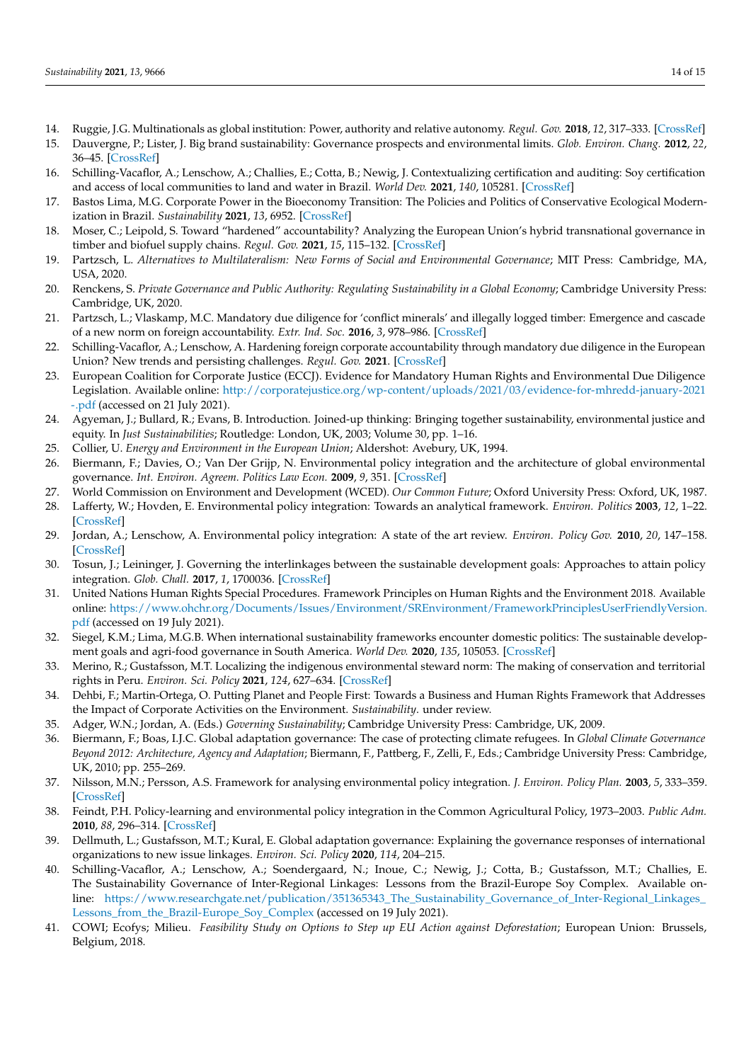14. Ruggie, J.G. Multinationals as global institution: Power, authority and relative autonomy. *Regul. Gov.* **2018**, *12*, 317–333. [CrossRef]
15. Dauvergne, P.; Lister, J. Big brand sustainability: Governance prospects and environmental limits. *Glob. Environ. Chang.* **2012**, *22*, 36–45. [CrossRef]
16. Schilling-Vacaflor, A.; Lenschow, A.; Challies, E.; Cotta, B.; Newig, J. Contextualizing certification and auditing: Soy certification and access of local communities to land and water in Brazil. *World Dev.* **2021**, *140*, 105281. [CrossRef]
17. Bastos Lima, M.G. Corporate Power in the Bioeconomy Transition: The Policies and Politics of Conservative Ecological Modernization in Brazil. *Sustainability* **2021**, *13*, 6952. [CrossRef]
18. Moser, C.; Leipold, S. Toward "hardened" accountability? Analyzing the European Union's hybrid transnational governance in timber and biofuel supply chains. *Regul. Gov.* **2021**, *15*, 115–132. [CrossRef]
19. Partzsch, L. *Alternatives to Multilateralism: New Forms of Social and Environmental Governance*; MIT Press: Cambridge, MA, USA, 2020.
20. Renckens, S. *Private Governance and Public Authority: Regulating Sustainability in a Global Economy*; Cambridge University Press: Cambridge, UK, 2020.
21. Partzsch, L.; Vlaskamp, M.C. Mandatory due diligence for 'conflict minerals' and illegally logged timber: Emergence and cascade of a new norm on foreign accountability. *Extr. Ind. Soc.* **2016**, *3*, 978–986. [CrossRef]
22. Schilling-Vacaflor, A.; Lenschow, A. Hardening foreign corporate accountability through mandatory due diligence in the European Union? New trends and persisting challenges. *Regul. Gov.* **2021**. [CrossRef]
23. European Coalition for Corporate Justice (ECCJ). Evidence for Mandatory Human Rights and Environmental Due Diligence Legislation. Available online: http://corporatejustice.org/wp-content/uploads/2021/03/evidence-for-mhredd-january-2021-.pdf (accessed on 21 July 2021).
24. Agyeman, J.; Bullard, R.; Evans, B. Introduction. Joined-up thinking: Bringing together sustainability, environmental justice and equity. In *Just Sustainabilities*; Routledge: London, UK, 2003; Volume 30, pp. 1–16.
25. Collier, U. *Energy and Environment in the European Union*; Aldershot: Avebury, UK, 1994.
26. Biermann, F.; Davies, O.; Van Der Grijp, N. Environmental policy integration and the architecture of global environmental governance. *Int. Environ. Agreem. Politics Law Econ.* **2009**, *9*, 351. [CrossRef]
27. World Commission on Environment and Development (WCED). *Our Common Future*; Oxford University Press: Oxford, UK, 1987.
28. Lafferty, W.; Hovden, E. Environmental policy integration: Towards an analytical framework. *Environ. Politics* **2003**, *12*, 1–22. [CrossRef]
29. Jordan, A.; Lenschow, A. Environmental policy integration: A state of the art review. *Environ. Policy Gov.* **2010**, *20*, 147–158. [CrossRef]
30. Tosun, J.; Leininger, J. Governing the interlinkages between the sustainable development goals: Approaches to attain policy integration. *Glob. Chall.* **2017**, *1*, 1700036. [CrossRef]
31. United Nations Human Rights Special Procedures. Framework Principles on Human Rights and the Environment 2018. Available online: https://www.ohchr.org/Documents/Issues/Environment/SREnvironment/FrameworkPrinciplesUserFriendlyVersion.pdf (accessed on 19 July 2021).
32. Siegel, K.M.; Lima, M.G.B. When international sustainability frameworks encounter domestic politics: The sustainable development goals and agri-food governance in South America. *World Dev.* **2020**, *135*, 105053. [CrossRef]
33. Merino, R.; Gustafsson, M.T. Localizing the indigenous environmental steward norm: The making of conservation and territorial rights in Peru. *Environ. Sci. Policy* **2021**, *124*, 627–634. [CrossRef]
34. Dehbi, F.; Martin-Ortega, O. Putting Planet and People First: Towards a Business and Human Rights Framework that Addresses the Impact of Corporate Activities on the Environment. *Sustainability*. under review.
35. Adger, W.N.; Jordan, A. (Eds.) *Governing Sustainability*; Cambridge University Press: Cambridge, UK, 2009.
36. Biermann, F.; Boas, I.J.C. Global adaptation governance: The case of protecting climate refugees. In *Global Climate Governance Beyond 2012: Architecture, Agency and Adaptation*; Biermann, F., Pattberg, F., Zelli, F., Eds.; Cambridge University Press: Cambridge, UK, 2010; pp. 255–269.
37. Nilsson, M.N.; Persson, A.S. Framework for analysing environmental policy integration. *J. Environ. Policy Plan.* **2003**, *5*, 333–359. [CrossRef]
38. Feindt, P.H. Policy-learning and environmental policy integration in the Common Agricultural Policy, 1973–2003. *Public Adm.* **2010**, *88*, 296–314. [CrossRef]
39. Dellmuth, L.; Gustafsson, M.T.; Kural, E. Global adaptation governance: Explaining the governance responses of international organizations to new issue linkages. *Environ. Sci. Policy* **2020**, *114*, 204–215.
40. Schilling-Vacaflor, A.; Lenschow, A.; Soendergaard, N.; Inoue, C.; Newig, J.; Cotta, B.; Gustafsson, M.T.; Challies, E. The Sustainability Governance of Inter-Regional Linkages: Lessons from the Brazil-Europe Soy Complex. Available online: https://www.researchgate.net/publication/351365343_The_Sustainability_Governance_of_Inter-Regional_Linkages_Lessons_from_the_Brazil-Europe_Soy_Complex (accessed on 19 July 2021).
41. COWI; Ecofys; Milieu. *Feasibility Study on Options to Step up EU Action against Deforestation*; European Union: Brussels, Belgium, 2018.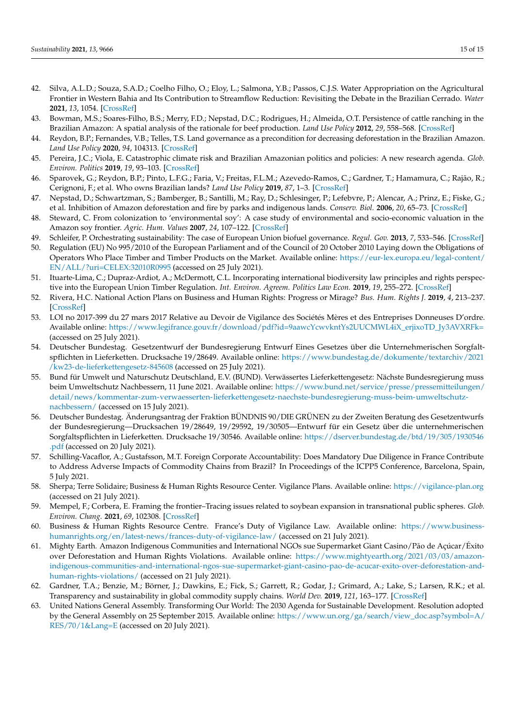42. Silva, A.L.D.; Souza, S.A.D.; Coelho Filho, O.; Eloy, L.; Salmona, Y.B.; Passos, C.J.S. Water Appropriation on the Agricultural Frontier in Western Bahia and Its Contribution to Streamflow Reduction: Revisiting the Debate in the Brazilian Cerrado. *Water* **2021**, *13*, 1054. [CrossRef]
43. Bowman, M.S.; Soares-Filho, B.S.; Merry, F.D.; Nepstad, D.C.; Rodrigues, H.; Almeida, O.T. Persistence of cattle ranching in the Brazilian Amazon: A spatial analysis of the rationale for beef production. *Land Use Policy* **2012**, *29*, 558–568. [CrossRef]
44. Reydon, B.P.; Fernandes, V.B.; Telles, T.S. Land governance as a precondition for decreasing deforestation in the Brazilian Amazon. *Land Use Policy* **2020**, *94*, 104313. [CrossRef]
45. Pereira, J.C.; Viola, E. Catastrophic climate risk and Brazilian Amazonian politics and policies: A new research agenda. *Glob. Environ. Politics* **2019**, *19*, 93–103. [CrossRef]
46. Sparovek, G.; Reydon, B.P.; Pinto, L.F.G.; Faria, V.; Freitas, F.L.M.; Azevedo-Ramos, C.; Gardner, T.; Hamamura, C.; Rajão, R.; Cerignoni, F.; et al. Who owns Brazilian lands? *Land Use Policy* **2019**, *87*, 1–3. [CrossRef]
47. Nepstad, D.; Schwartzman, S.; Bamberger, B.; Santilli, M.; Ray, D.; Schlesinger, P.; Lefebvre, P.; Alencar, A.; Prinz, E.; Fiske, G.; et al. Inhibition of Amazon deforestation and fire by parks and indigenous lands. *Conserv. Biol.* **2006**, *20*, 65–73. [CrossRef]
48. Steward, C. From colonization to 'environmental soy': A case study of environmental and socio-economic valuation in the Amazon soy frontier. *Agric. Hum. Values* **2007**, *24*, 107–122. [CrossRef]
49. Schleifer, P. Orchestrating sustainability: The case of European Union biofuel governance. *Regul. Gov.* **2013**, *7*, 533–546. [CrossRef]
50. Regulation (EU) No 995/2010 of the European Parliament and of the Council of 20 October 2010 Laying down the Obligations of Operators Who Place Timber and Timber Products on the Market. Available online: https://eur-lex.europa.eu/legal-content/EN/ALL/?uri=CELEX:32010R0995 (accessed on 25 July 2021).
51. Ituarte-Lima, C.; Dupraz-Ardiot, A.; McDermott, C.L. Incorporating international biodiversity law principles and rights perspective into the European Union Timber Regulation. *Int. Environ. Agreem. Politics Law Econ.* **2019**, *19*, 255–272. [CrossRef]
52. Rivera, H.C. National Action Plans on Business and Human Rights: Progress or Mirage? *Bus. Hum. Rights J.* **2019**, *4*, 213–237. [CrossRef]
53. LOI no 2017-399 du 27 mars 2017 Relative au Devoir de Vigilance des Sociétés Mères et des Entreprises Donneuses D'ordre. Available online: https://www.legifrance.gouv.fr/download/pdf?id=9aawcYcwvkntYs2UUCMWL4iX_erjixoTD_Jy3AVXRFk= (accessed on 25 July 2021).
54. Deutscher Bundestag. Gesetzentwurf der Bundesregierung Entwurf Eines Gesetzes über die Unternehmerischen Sorgfaltspflichten in Lieferketten. Drucksache 19/28649. Available online: https://www.bundestag.de/dokumente/textarchiv/2021/kw23-de-lieferkettengesetz-845608 (accessed on 25 July 2021).
55. Bund für Umwelt and Naturschutz Deutschland, E.V. (BUND). Verwässertes Lieferkettengesetz: Nächste Bundesregierung muss beim Umweltschutz Nachbessern, 11 June 2021. Available online: https://www.bund.net/service/presse/pressemitteilungen/detail/news/kommentar-zum-verwaesserten-lieferkettengesetz-naechste-bundesregierung-muss-beim-umweltschutz-nachbessern/ (accessed on 15 July 2021).
56. Deutscher Bundestag. Änderungsantrag der Fraktion BÜNDNIS 90/DIE GRÜNEN zu der Zweiten Beratung des Gesetzentwurfs der Bundesregierung—Drucksachen 19/28649, 19/29592, 19/30505—Entwurf für ein Gesetz über die unternehmerischen Sorgfaltspflichten in Lieferketten. Drucksache 19/30546. Available online: https://dserver.bundestag.de/btd/19/305/1930546.pdf (accessed on 20 July 2021).
57. Schilling-Vacaflor, A.; Gustafsson, M.T. Foreign Corporate Accountability: Does Mandatory Due Diligence in France Contribute to Address Adverse Impacts of Commodity Chains from Brazil? In Proceedings of the ICPP5 Conference, Barcelona, Spain, 5 July 2021.
58. Sherpa; Terre Solidaire; Business & Human Rights Resource Center. Vigilance Plans. Available online: https://vigilance-plan.org (accessed on 21 July 2021).
59. Mempel, F.; Corbera, E. Framing the frontier–Tracing issues related to soybean expansion in transnational public spheres. *Glob. Environ. Chang.* **2021**, *69*, 102308. [CrossRef]
60. Business & Human Rights Resource Centre. France's Duty of Vigilance Law. Available online: https://www.business-humanrights.org/en/latest-news/frances-duty-of-vigilance-law/ (accessed on 21 July 2021).
61. Mighty Earth. Amazon Indigenous Communities and International NGOs sue Supermarket Giant Casino/Pão de Açúcar/Éxito over Deforestation and Human Rights Violations. Available online: https://www.mightyearth.org/2021/03/03/amazon-indigenous-communities-and-international-ngos-sue-supermarket-giant-casino-pao-de-acucar-exito-over-deforestation-and-human-rights-violations/ (accessed on 21 July 2021).
62. Gardner, T.A.; Benzie, M.; Börner, J.; Dawkins, E.; Fick, S.; Garrett, R.; Godar, J.; Grimard, A.; Lake, S.; Larsen, R.K.; et al. Transparency and sustainability in global commodity supply chains. *World Dev.* **2019**, *121*, 163–177. [CrossRef]
63. United Nations General Assembly. Transforming Our World: The 2030 Agenda for Sustainable Development. Resolution adopted by the General Assembly on 25 September 2015. Available online: https://www.un.org/ga/search/view_doc.asp?symbol=A/RES/70/1&Lang=E (accessed on 20 July 2021).